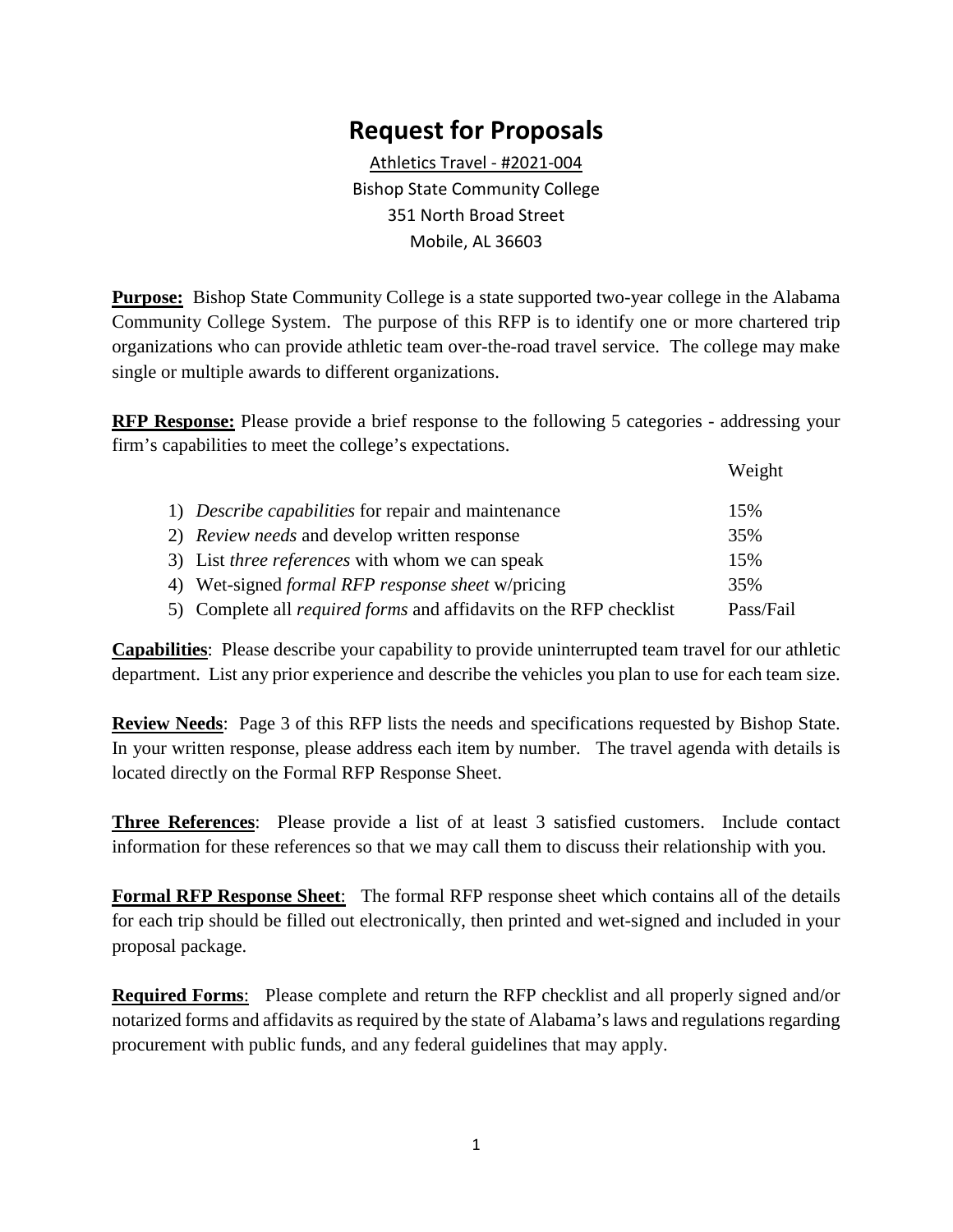# Request for Proposals

Athletics Travel - #2021-004
Bishop State Community College
351 North Broad Street
Mobile, AL 36603

**Purpose:** Bishop State Community College is a state supported two-year college in the Alabama Community College System. The purpose of this RFP is to identify one or more chartered trip organizations who can provide athletic team over-the-road travel service. The college may make single or multiple awards to different organizations.

**RFP Response:** Please provide a brief response to the following 5 categories - addressing your firm's capabilities to meet the college's expectations.

| | Weight |
|---|---|
| 1) *Describe capabilities* for repair and maintenance | 15% |
| 2) *Review needs* and develop written response | 35% |
| 3) List *three references* with whom we can speak | 15% |
| 4) Wet-signed *formal RFP response sheet* w/pricing | 35% |
| 5) Complete all *required forms* and affidavits on the RFP checklist | Pass/Fail |

**Capabilities**: Please describe your capability to provide uninterrupted team travel for our athletic department. List any prior experience and describe the vehicles you plan to use for each team size.

**Review Needs**: Page 3 of this RFP lists the needs and specifications requested by Bishop State. In your written response, please address each item by number. The travel agenda with details is located directly on the Formal RFP Response Sheet.

**Three References**: Please provide a list of at least 3 satisfied customers. Include contact information for these references so that we may call them to discuss their relationship with you.

**Formal RFP Response Sheet**: The formal RFP response sheet which contains all of the details for each trip should be filled out electronically, then printed and wet-signed and included in your proposal package.

**Required Forms**: Please complete and return the RFP checklist and all properly signed and/or notarized forms and affidavits as required by the state of Alabama's laws and regulations regarding procurement with public funds, and any federal guidelines that may apply.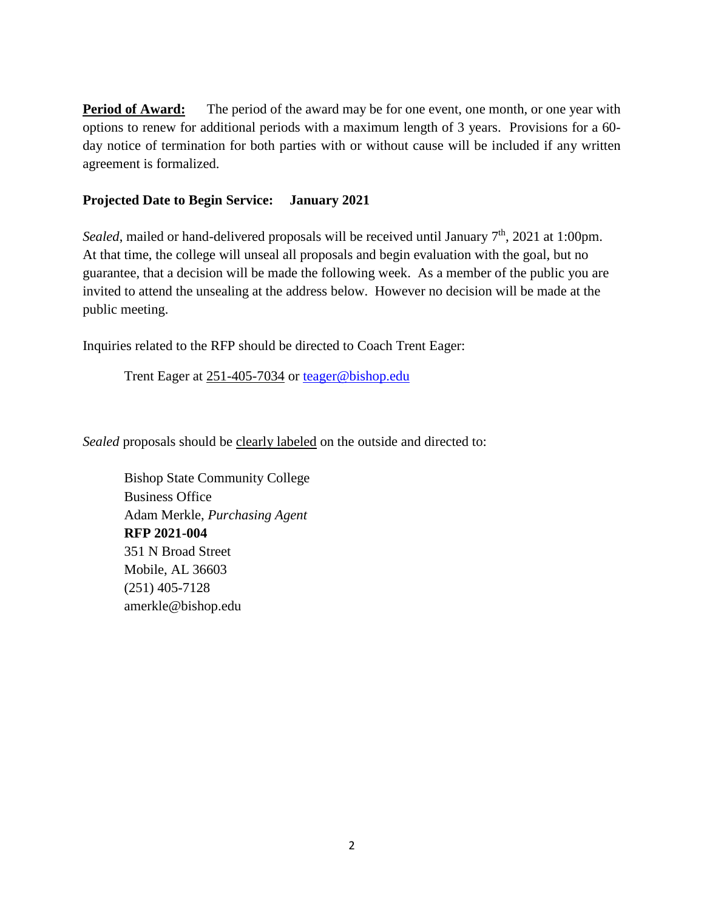**Period of Award:** The period of the award may be for one event, one month, or one year with options to renew for additional periods with a maximum length of 3 years. Provisions for a 60-day notice of termination for both parties with or without cause will be included if any written agreement is formalized.

**Projected Date to Begin Service: January 2021**

*Sealed*, mailed or hand-delivered proposals will be received until January 7th, 2021 at 1:00pm. At that time, the college will unseal all proposals and begin evaluation with the goal, but no guarantee, that a decision will be made the following week. As a member of the public you are invited to attend the unsealing at the address below. However no decision will be made at the public meeting.

Inquiries related to the RFP should be directed to Coach Trent Eager:

> Trent Eager at 251-405-7034 or teager@bishop.edu

*Sealed* proposals should be clearly labeled on the outside and directed to:

> Bishop State Community College
> Business Office
> Adam Merkle, *Purchasing Agent*
> **RFP 2021-004**
> 351 N Broad Street
> Mobile, AL 36603
> (251) 405-7128
> amerkle@bishop.edu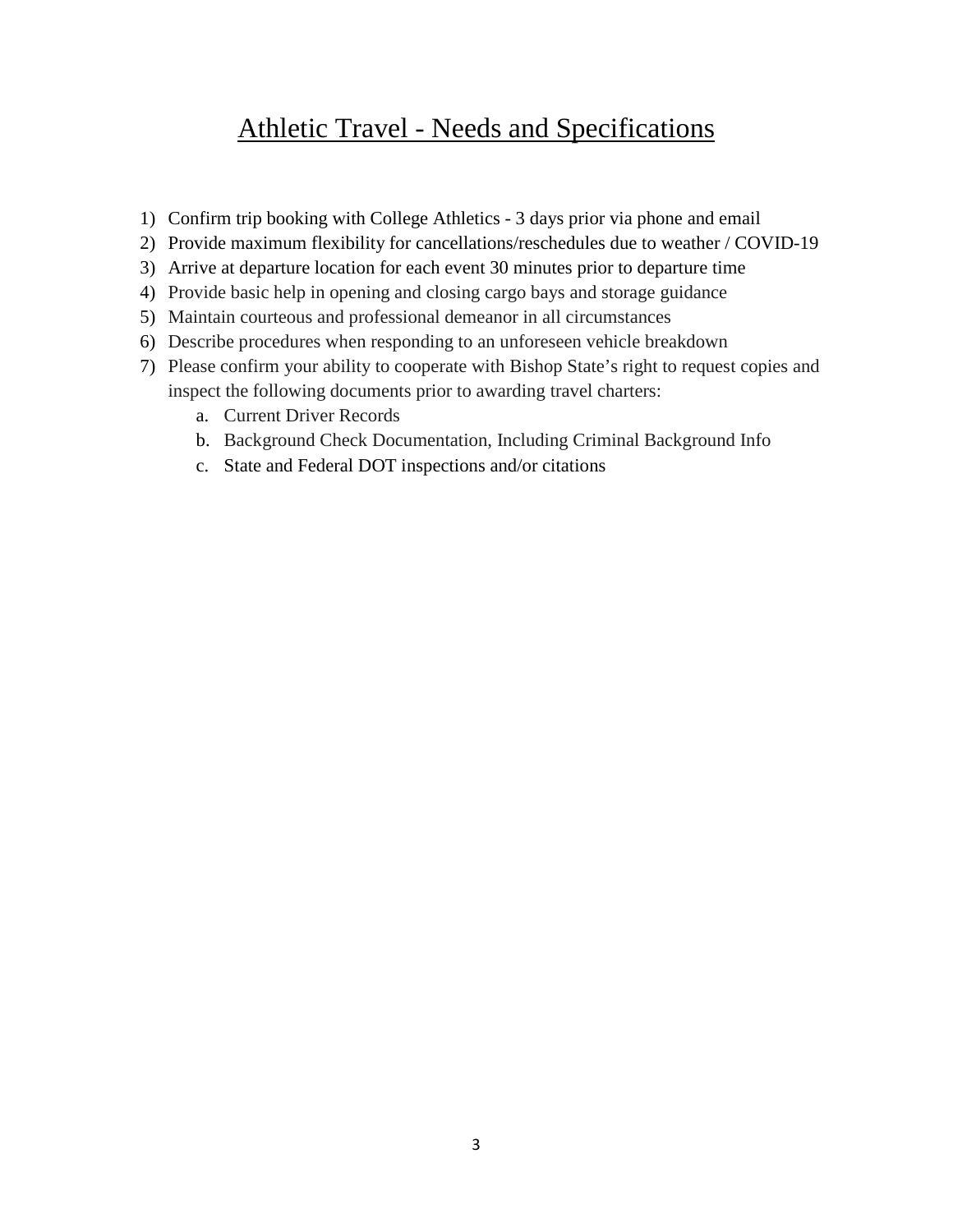# Athletic Travel - Needs and Specifications

1) Confirm trip booking with College Athletics - 3 days prior via phone and email
2) Provide maximum flexibility for cancellations/reschedules due to weather / COVID-19
3) Arrive at departure location for each event 30 minutes prior to departure time
4) Provide basic help in opening and closing cargo bays and storage guidance
5) Maintain courteous and professional demeanor in all circumstances
6) Describe procedures when responding to an unforeseen vehicle breakdown
7) Please confirm your ability to cooperate with Bishop State's right to request copies and inspect the following documents prior to awarding travel charters:
   a. Current Driver Records
   b. Background Check Documentation, Including Criminal Background Info
   c. State and Federal DOT inspections and/or citations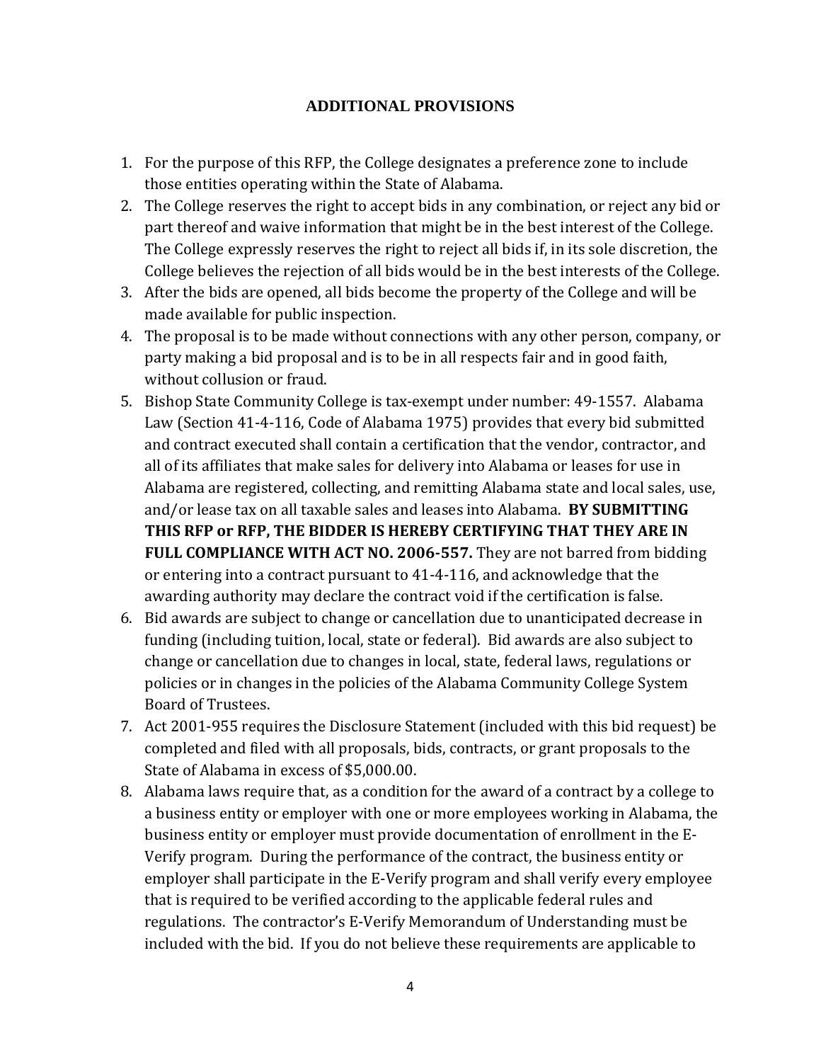## ADDITIONAL PROVISIONS

1. For the purpose of this RFP, the College designates a preference zone to include those entities operating within the State of Alabama.
2. The College reserves the right to accept bids in any combination, or reject any bid or part thereof and waive information that might be in the best interest of the College. The College expressly reserves the right to reject all bids if, in its sole discretion, the College believes the rejection of all bids would be in the best interests of the College.
3. After the bids are opened, all bids become the property of the College and will be made available for public inspection.
4. The proposal is to be made without connections with any other person, company, or party making a bid proposal and is to be in all respects fair and in good faith, without collusion or fraud.
5. Bishop State Community College is tax-exempt under number: 49-1557. Alabama Law (Section 41-4-116, Code of Alabama 1975) provides that every bid submitted and contract executed shall contain a certification that the vendor, contractor, and all of its affiliates that make sales for delivery into Alabama or leases for use in Alabama are registered, collecting, and remitting Alabama state and local sales, use, and/or lease tax on all taxable sales and leases into Alabama. **BY SUBMITTING THIS RFP or RFP, THE BIDDER IS HEREBY CERTIFYING THAT THEY ARE IN FULL COMPLIANCE WITH ACT NO. 2006-557.** They are not barred from bidding or entering into a contract pursuant to 41-4-116, and acknowledge that the awarding authority may declare the contract void if the certification is false.
6. Bid awards are subject to change or cancellation due to unanticipated decrease in funding (including tuition, local, state or federal). Bid awards are also subject to change or cancellation due to changes in local, state, federal laws, regulations or policies or in changes in the policies of the Alabama Community College System Board of Trustees.
7. Act 2001-955 requires the Disclosure Statement (included with this bid request) be completed and filed with all proposals, bids, contracts, or grant proposals to the State of Alabama in excess of $5,000.00.
8. Alabama laws require that, as a condition for the award of a contract by a college to a business entity or employer with one or more employees working in Alabama, the business entity or employer must provide documentation of enrollment in the E-Verify program. During the performance of the contract, the business entity or employer shall participate in the E-Verify program and shall verify every employee that is required to be verified according to the applicable federal rules and regulations. The contractor's E-Verify Memorandum of Understanding must be included with the bid. If you do not believe these requirements are applicable to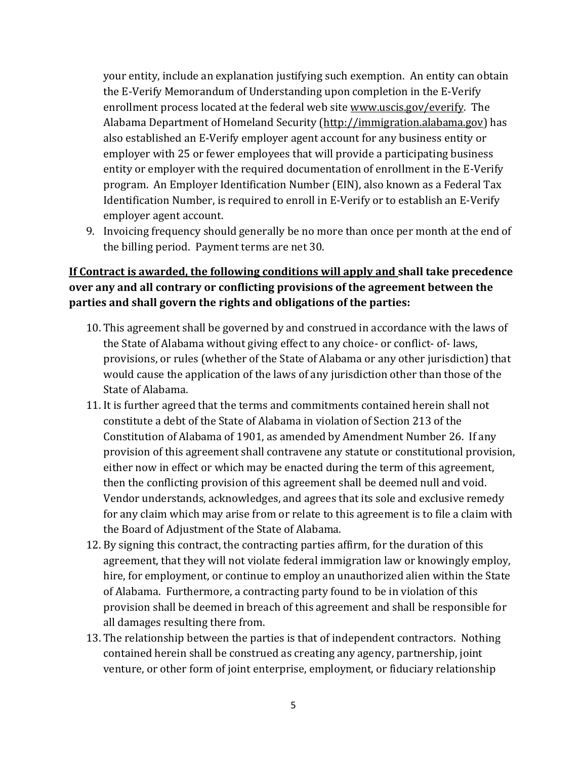your entity, include an explanation justifying such exemption. An entity can obtain the E-Verify Memorandum of Understanding upon completion in the E-Verify enrollment process located at the federal web site www.uscis.gov/everify. The Alabama Department of Homeland Security (http://immigration.alabama.gov) has also established an E-Verify employer agent account for any business entity or employer with 25 or fewer employees that will provide a participating business entity or employer with the required documentation of enrollment in the E-Verify program. An Employer Identification Number (EIN), also known as a Federal Tax Identification Number, is required to enroll in E-Verify or to establish an E-Verify employer agent account.

9. Invoicing frequency should generally be no more than once per month at the end of the billing period. Payment terms are net 30.

**If Contract is awarded, the following conditions will apply and shall take precedence over any and all contrary or conflicting provisions of the agreement between the parties and shall govern the rights and obligations of the parties:**

10. This agreement shall be governed by and construed in accordance with the laws of the State of Alabama without giving effect to any choice- or conflict- of- laws, provisions, or rules (whether of the State of Alabama or any other jurisdiction) that would cause the application of the laws of any jurisdiction other than those of the State of Alabama.
11. It is further agreed that the terms and commitments contained herein shall not constitute a debt of the State of Alabama in violation of Section 213 of the Constitution of Alabama of 1901, as amended by Amendment Number 26. If any provision of this agreement shall contravene any statute or constitutional provision, either now in effect or which may be enacted during the term of this agreement, then the conflicting provision of this agreement shall be deemed null and void. Vendor understands, acknowledges, and agrees that its sole and exclusive remedy for any claim which may arise from or relate to this agreement is to file a claim with the Board of Adjustment of the State of Alabama.
12. By signing this contract, the contracting parties affirm, for the duration of this agreement, that they will not violate federal immigration law or knowingly employ, hire, for employment, or continue to employ an unauthorized alien within the State of Alabama. Furthermore, a contracting party found to be in violation of this provision shall be deemed in breach of this agreement and shall be responsible for all damages resulting there from.
13. The relationship between the parties is that of independent contractors. Nothing contained herein shall be construed as creating any agency, partnership, joint venture, or other form of joint enterprise, employment, or fiduciary relationship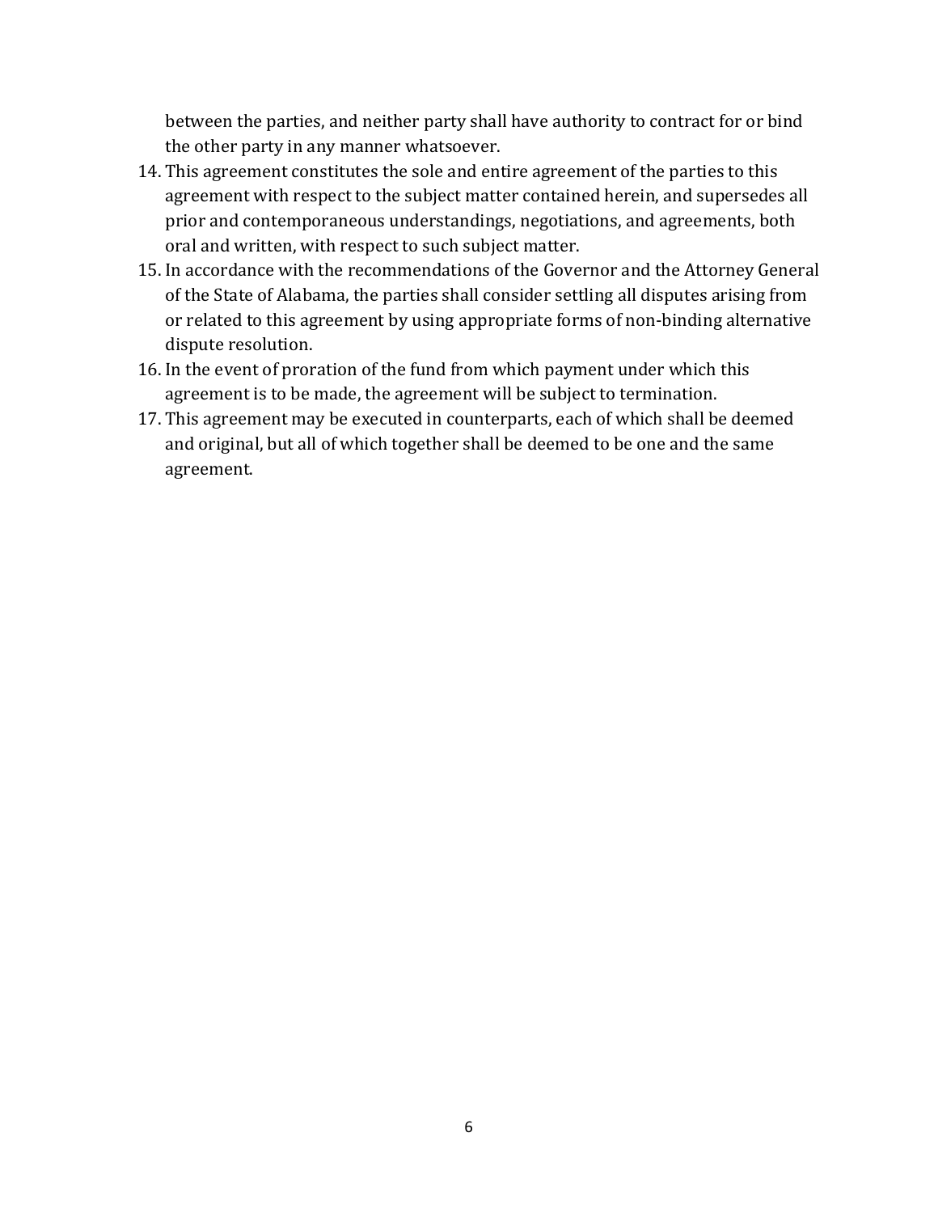between the parties, and neither party shall have authority to contract for or bind the other party in any manner whatsoever.

14. This agreement constitutes the sole and entire agreement of the parties to this agreement with respect to the subject matter contained herein, and supersedes all prior and contemporaneous understandings, negotiations, and agreements, both oral and written, with respect to such subject matter.
15. In accordance with the recommendations of the Governor and the Attorney General of the State of Alabama, the parties shall consider settling all disputes arising from or related to this agreement by using appropriate forms of non-binding alternative dispute resolution.
16. In the event of proration of the fund from which payment under which this agreement is to be made, the agreement will be subject to termination.
17. This agreement may be executed in counterparts, each of which shall be deemed and original, but all of which together shall be deemed to be one and the same agreement.